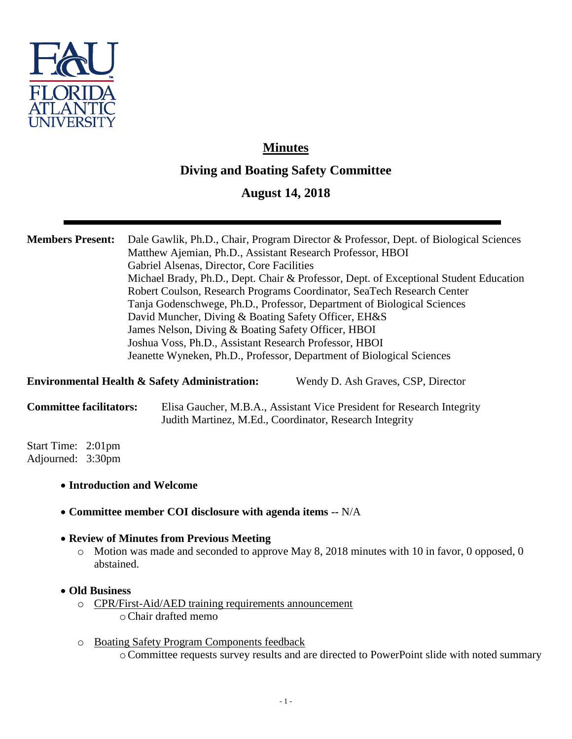# Minutes

## Diving and Boating Safety Committee

## August 14, 2018

---

**Members Present:** Dale Gawlik, Ph.D., Chair, Program Director & Professor, Dept. of Biological Sciences
Matthew Ajemian, Ph.D., Assistant Research Professor, HBOI
Gabriel Alsenas, Director, Core Facilities
Michael Brady, Ph.D., Dept. Chair & Professor, Dept. of Exceptional Student Education
Robert Coulson, Research Programs Coordinator, SeaTech Research Center
Tanja Godenschwege, Ph.D., Professor, Department of Biological Sciences
David Muncher, Diving & Boating Safety Officer, EH&S
James Nelson, Diving & Boating Safety Officer, HBOI
Joshua Voss, Ph.D., Assistant Research Professor, HBOI
Jeanette Wyneken, Ph.D., Professor, Department of Biological Sciences

**Environmental Health & Safety Administration:** Wendy D. Ash Graves, CSP, Director

**Committee facilitators:** Elisa Gaucher, M.B.A., Assistant Vice President for Research Integrity
Judith Martinez, M.Ed., Coordinator, Research Integrity

Start Time: 2:01pm
Adjourned: 3:30pm

- **Introduction and Welcome**
- **Committee member COI disclosure with agenda items --** N/A
- **Review of Minutes from Previous Meeting**
  - Motion was made and seconded to approve May 8, 2018 minutes with 10 in favor, 0 opposed, 0 abstained.
- **Old Business**
  - <u>CPR/First-Aid/AED training requirements announcement</u>
    - Chair drafted memo
  - <u>Boating Safety Program Components feedback</u>
    - Committee requests survey results and are directed to PowerPoint slide with noted summary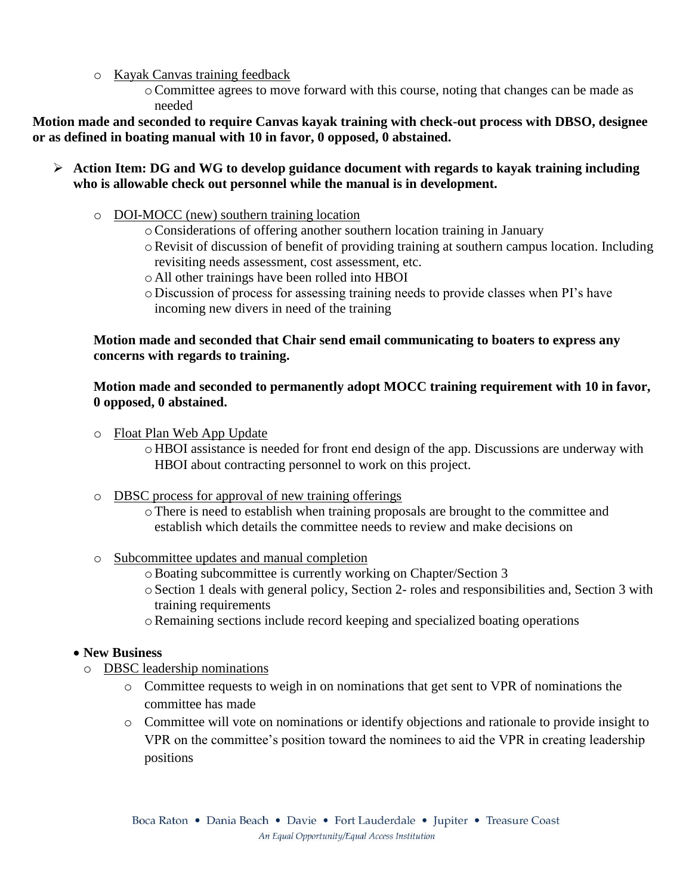- Kayak Canvas training feedback
  - Committee agrees to move forward with this course, noting that changes can be made as needed

**Motion made and seconded to require Canvas kayak training with check-out process with DBSO, designee or as defined in boating manual with 10 in favor, 0 opposed, 0 abstained.**

- **Action Item: DG and WG to develop guidance document with regards to kayak training including who is allowable check out personnel while the manual is in development.**

  - DOI-MOCC (new) southern training location
    - Considerations of offering another southern location training in January
    - Revisit of discussion of benefit of providing training at southern campus location. Including revisiting needs assessment, cost assessment, etc.
    - All other trainings have been rolled into HBOI
    - Discussion of process for assessing training needs to provide classes when PI's have incoming new divers in need of the training

  **Motion made and seconded that Chair send email communicating to boaters to express any concerns with regards to training.**

  **Motion made and seconded to permanently adopt MOCC training requirement with 10 in favor, 0 opposed, 0 abstained.**

  - Float Plan Web App Update
    - HBOI assistance is needed for front end design of the app. Discussions are underway with HBOI about contracting personnel to work on this project.

  - DBSC process for approval of new training offerings
    - There is need to establish when training proposals are brought to the committee and establish which details the committee needs to review and make decisions on

  - Subcommittee updates and manual completion
    - Boating subcommittee is currently working on Chapter/Section 3
    - Section 1 deals with general policy, Section 2- roles and responsibilities and, Section 3 with training requirements
    - Remaining sections include record keeping and specialized boating operations

- **New Business**
  - DBSC leadership nominations
    - Committee requests to weigh in on nominations that get sent to VPR of nominations the committee has made
    - Committee will vote on nominations or identify objections and rationale to provide insight to VPR on the committee's position toward the nominees to aid the VPR in creating leadership positions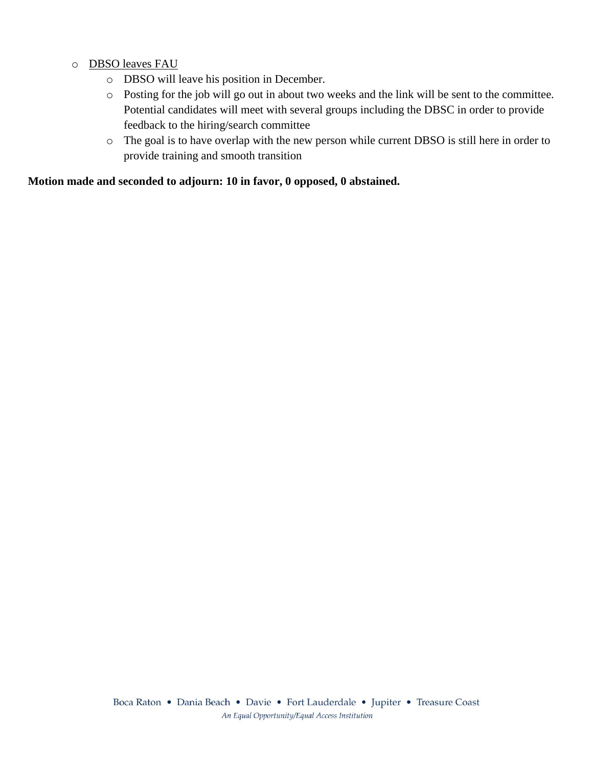- <u>DBSO leaves FAU</u>
  - DBSO will leave his position in December.
  - Posting for the job will go out in about two weeks and the link will be sent to the committee. Potential candidates will meet with several groups including the DBSC in order to provide feedback to the hiring/search committee
  - The goal is to have overlap with the new person while current DBSO is still here in order to provide training and smooth transition

**Motion made and seconded to adjourn: 10 in favor, 0 opposed, 0 abstained.**